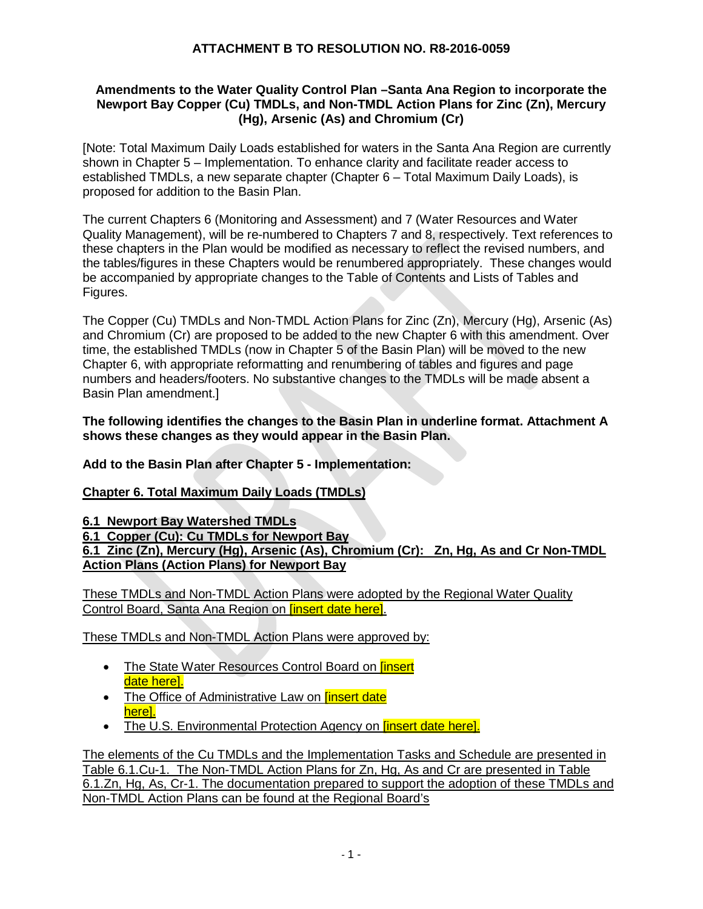**ATTACHMENT B TO RESOLUTION NO. R8-2016-0059**

**Amendments to the Water Quality Control Plan –Santa Ana Region to incorporate the Newport Bay Copper (Cu) TMDLs, and Non-TMDL Action Plans for Zinc (Zn), Mercury (Hg), Arsenic (As) and Chromium (Cr)**

[Note: Total Maximum Daily Loads established for waters in the Santa Ana Region are currently shown in Chapter 5 – Implementation. To enhance clarity and facilitate reader access to established TMDLs, a new separate chapter (Chapter 6 – Total Maximum Daily Loads), is proposed for addition to the Basin Plan.

The current Chapters 6 (Monitoring and Assessment) and 7 (Water Resources and Water Quality Management), will be re-numbered to Chapters 7 and 8, respectively. Text references to these chapters in the Plan would be modified as necessary to reflect the revised numbers, and the tables/figures in these Chapters would be renumbered appropriately. These changes would be accompanied by appropriate changes to the Table of Contents and Lists of Tables and Figures.

The Copper (Cu) TMDLs and Non-TMDL Action Plans for Zinc (Zn), Mercury (Hg), Arsenic (As) and Chromium (Cr) are proposed to be added to the new Chapter 6 with this amendment. Over time, the established TMDLs (now in Chapter 5 of the Basin Plan) will be moved to the new Chapter 6, with appropriate reformatting and renumbering of tables and figures and page numbers and headers/footers. No substantive changes to the TMDLs will be made absent a Basin Plan amendment.]

**The following identifies the changes to the Basin Plan in underline format. Attachment A shows these changes as they would appear in the Basin Plan.**

**Add to the Basin Plan after Chapter 5 - Implementation:**

**<u>Chapter 6. Total Maximum Daily Loads (TMDLs)</u>**

**<u>6.1 Newport Bay Watershed TMDLs</u>**

**<u>6.1 Copper (Cu): Cu TMDLs for Newport Bay</u>**

**<u>6.1 Zinc (Zn), Mercury (Hg), Arsenic (As), Chromium (Cr): Zn, Hg, As and Cr Non-TMDL Action Plans (Action Plans) for Newport Bay</u>**

<u>These TMDLs and Non-TMDL Action Plans were adopted by the Regional Water Quality Control Board, Santa Ana Region on [insert date here].</u>

<u>These TMDLs and Non-TMDL Action Plans were approved by:</u>

- <u>The State Water Resources Control Board on [insert date here].</u>
- <u>The Office of Administrative Law on [insert date here].</u>
- <u>The U.S. Environmental Protection Agency on [insert date here].</u>

<u>The elements of the Cu TMDLs and the Implementation Tasks and Schedule are presented in Table 6.1.Cu-1. The Non-TMDL Action Plans for Zn, Hg, As and Cr are presented in Table 6.1.Zn, Hg, As, Cr-1. The documentation prepared to support the adoption of these TMDLs and Non-TMDL Action Plans can be found at the Regional Board's</u>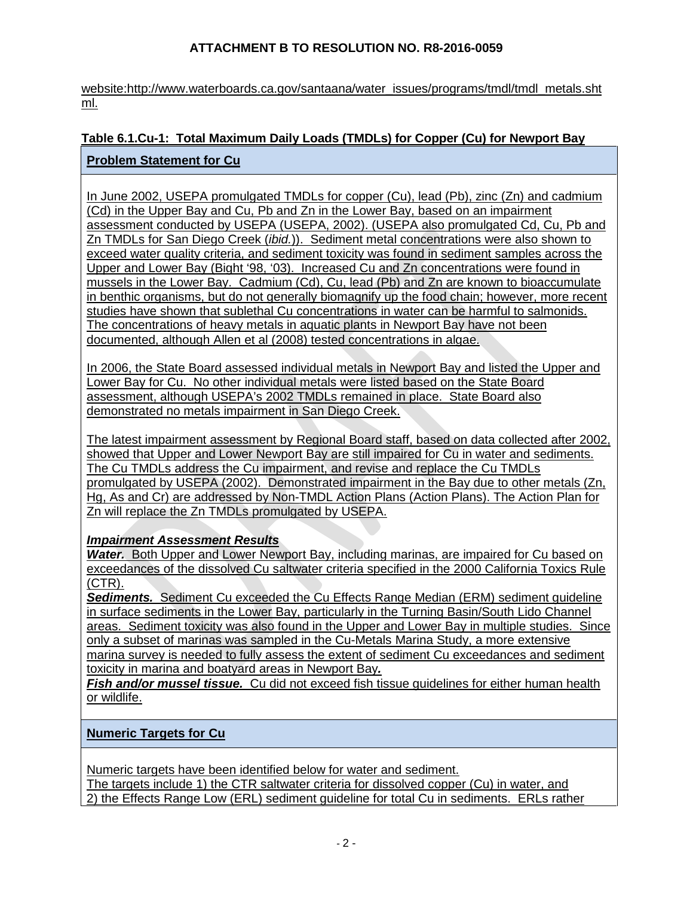website:http://www.waterboards.ca.gov/santaana/water_issues/programs/tmdl/tmdl_metals.shtml.

**Table 6.1.Cu-1: Total Maximum Daily Loads (TMDLs) for Copper (Cu) for Newport Bay**

**Problem Statement for Cu**

In June 2002, USEPA promulgated TMDLs for copper (Cu), lead (Pb), zinc (Zn) and cadmium (Cd) in the Upper Bay and Cu, Pb and Zn in the Lower Bay, based on an impairment assessment conducted by USEPA (USEPA, 2002). (USEPA also promulgated Cd, Cu, Pb and Zn TMDLs for San Diego Creek (*ibid.*)). Sediment metal concentrations were also shown to exceed water quality criteria, and sediment toxicity was found in sediment samples across the Upper and Lower Bay (Bight '98, '03). Increased Cu and Zn concentrations were found in mussels in the Lower Bay. Cadmium (Cd), Cu, lead (Pb) and Zn are known to bioaccumulate in benthic organisms, but do not generally biomagnify up the food chain; however, more recent studies have shown that sublethal Cu concentrations in water can be harmful to salmonids. The concentrations of heavy metals in aquatic plants in Newport Bay have not been documented, although Allen et al (2008) tested concentrations in algae.

In 2006, the State Board assessed individual metals in Newport Bay and listed the Upper and Lower Bay for Cu. No other individual metals were listed based on the State Board assessment, although USEPA's 2002 TMDLs remained in place. State Board also demonstrated no metals impairment in San Diego Creek.

The latest impairment assessment by Regional Board staff, based on data collected after 2002, showed that Upper and Lower Newport Bay are still impaired for Cu in water and sediments. The Cu TMDLs address the Cu impairment, and revise and replace the Cu TMDLs promulgated by USEPA (2002). Demonstrated impairment in the Bay due to other metals (Zn, Hg, As and Cr) are addressed by Non-TMDL Action Plans (Action Plans). The Action Plan for Zn will replace the Zn TMDLs promulgated by USEPA.

***Impairment Assessment Results***

***Water.*** Both Upper and Lower Newport Bay, including marinas, are impaired for Cu based on exceedances of the dissolved Cu saltwater criteria specified in the 2000 California Toxics Rule (CTR).

***Sediments.*** Sediment Cu exceeded the Cu Effects Range Median (ERM) sediment guideline in surface sediments in the Lower Bay, particularly in the Turning Basin/South Lido Channel areas. Sediment toxicity was also found in the Upper and Lower Bay in multiple studies. Since only a subset of marinas was sampled in the Cu-Metals Marina Study, a more extensive marina survey is needed to fully assess the extent of sediment Cu exceedances and sediment toxicity in marina and boatyard areas in Newport Bay***.***

***Fish and/or mussel tissue.*** Cu did not exceed fish tissue guidelines for either human health or wildlife.

**Numeric Targets for Cu**

Numeric targets have been identified below for water and sediment.
The targets include 1) the CTR saltwater criteria for dissolved copper (Cu) in water, and 2) the Effects Range Low (ERL) sediment guideline for total Cu in sediments. ERLs rather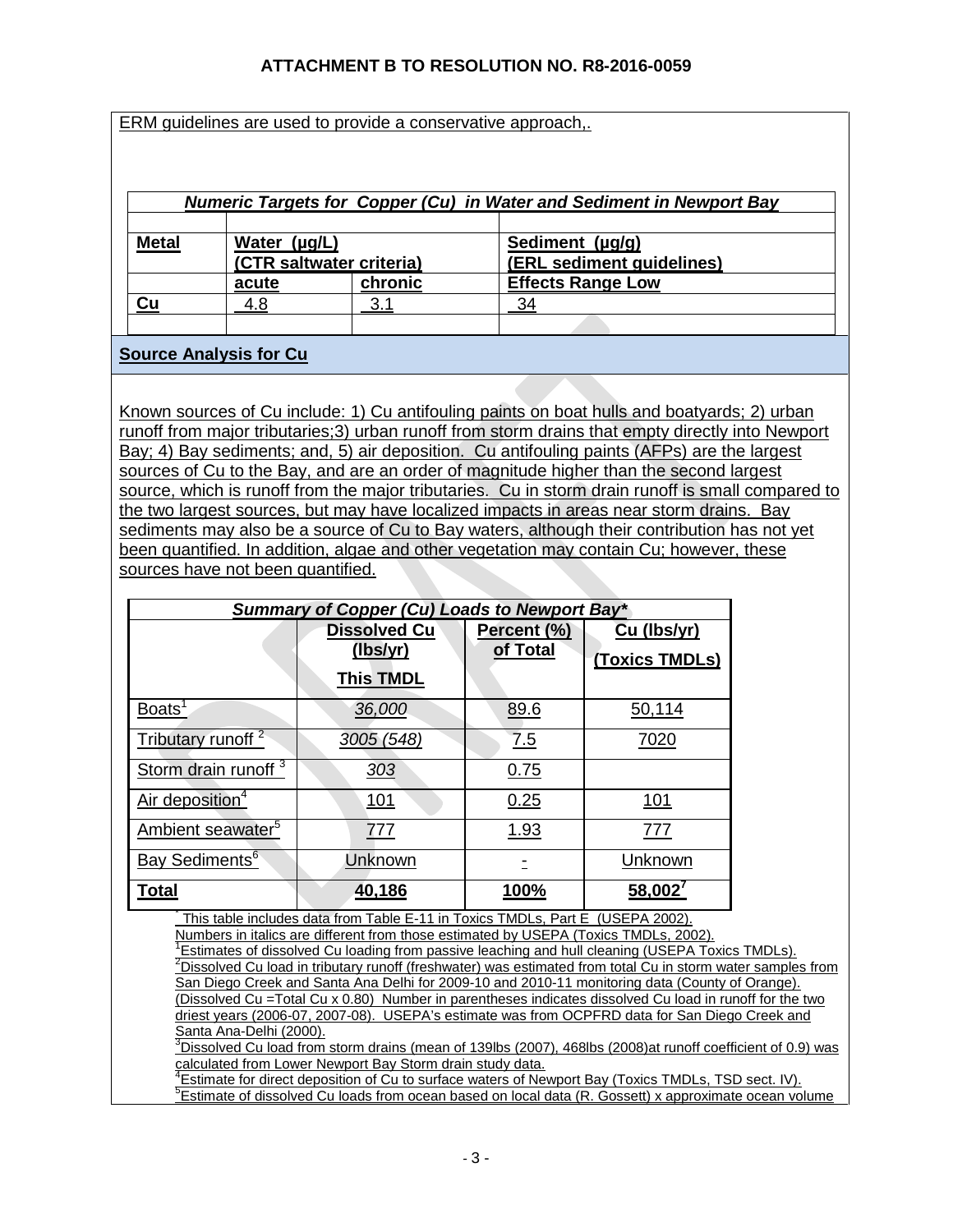ERM guidelines are used to provide a conservative approach,.

| *Numeric Targets for Copper (Cu) in Water and Sediment in Newport Bay* | | | |
|---|---|---|---|
| | | | |
| **Metal** | **Water (µg/L) (CTR saltwater criteria)** | | **Sediment (µg/g) (ERL sediment guidelines)** |
| | **acute** | **chronic** | **Effects Range Low** |
| **Cu** | 4.8 | 3.1 | 34 |
| | | | |

## Source Analysis for Cu

Known sources of Cu include: 1) Cu antifouling paints on boat hulls and boatyards; 2) urban runoff from major tributaries;3) urban runoff from storm drains that empty directly into Newport Bay; 4) Bay sediments; and, 5) air deposition. Cu antifouling paints (AFPs) are the largest sources of Cu to the Bay, and are an order of magnitude higher than the second largest source, which is runoff from the major tributaries. Cu in storm drain runoff is small compared to the two largest sources, but may have localized impacts in areas near storm drains. Bay sediments may also be a source of Cu to Bay waters, although their contribution has not yet been quantified. In addition, algae and other vegetation may contain Cu; however, these sources have not been quantified.

| *Summary of Copper (Cu) Loads to Newport Bay** | | | |
|---|---|---|---|
| | **Dissolved Cu (lbs/yr) This TMDL** | **Percent (%) of Total** | **Cu (lbs/yr) (Toxics TMDLs)** |
| Boats[1] | *36,000* | 89.6 | 50,114 |
| Tributary runoff [2] | *3005 (548)* | 7.5 | 7020 |
| Storm drain runoff [3] | *303* | 0.75 | |
| Air deposition[4] | 101 | 0.25 | 101 |
| Ambient seawater[5] | 777 | 1.93 | 777 |
| Bay Sediments[6] | Unknown | - | Unknown |
| **Total** | **40,186** | **100%** | **58,002[7]** |

\* This table includes data from Table E-11 in Toxics TMDLs, Part E (USEPA 2002). Numbers in italics are different from those estimated by USEPA (Toxics TMDLs, 2002).

[1]Estimates of dissolved Cu loading from passive leaching and hull cleaning (USEPA Toxics TMDLs).

[2]Dissolved Cu load in tributary runoff (freshwater) was estimated from total Cu in storm water samples from San Diego Creek and Santa Ana Delhi for 2009-10 and 2010-11 monitoring data (County of Orange). (Dissolved Cu =Total Cu x 0.80) Number in parentheses indicates dissolved Cu load in runoff for the two driest years (2006-07, 2007-08). USEPA's estimate was from OCPFRD data for San Diego Creek and Santa Ana-Delhi (2000).

[3]Dissolved Cu load from storm drains (mean of 139lbs (2007), 468lbs (2008)at runoff coefficient of 0.9) was calculated from Lower Newport Bay Storm drain study data.

[4]Estimate for direct deposition of Cu to surface waters of Newport Bay (Toxics TMDLs, TSD sect. IV).

[5]Estimate of dissolved Cu loads from ocean based on local data (R. Gossett) x approximate ocean volume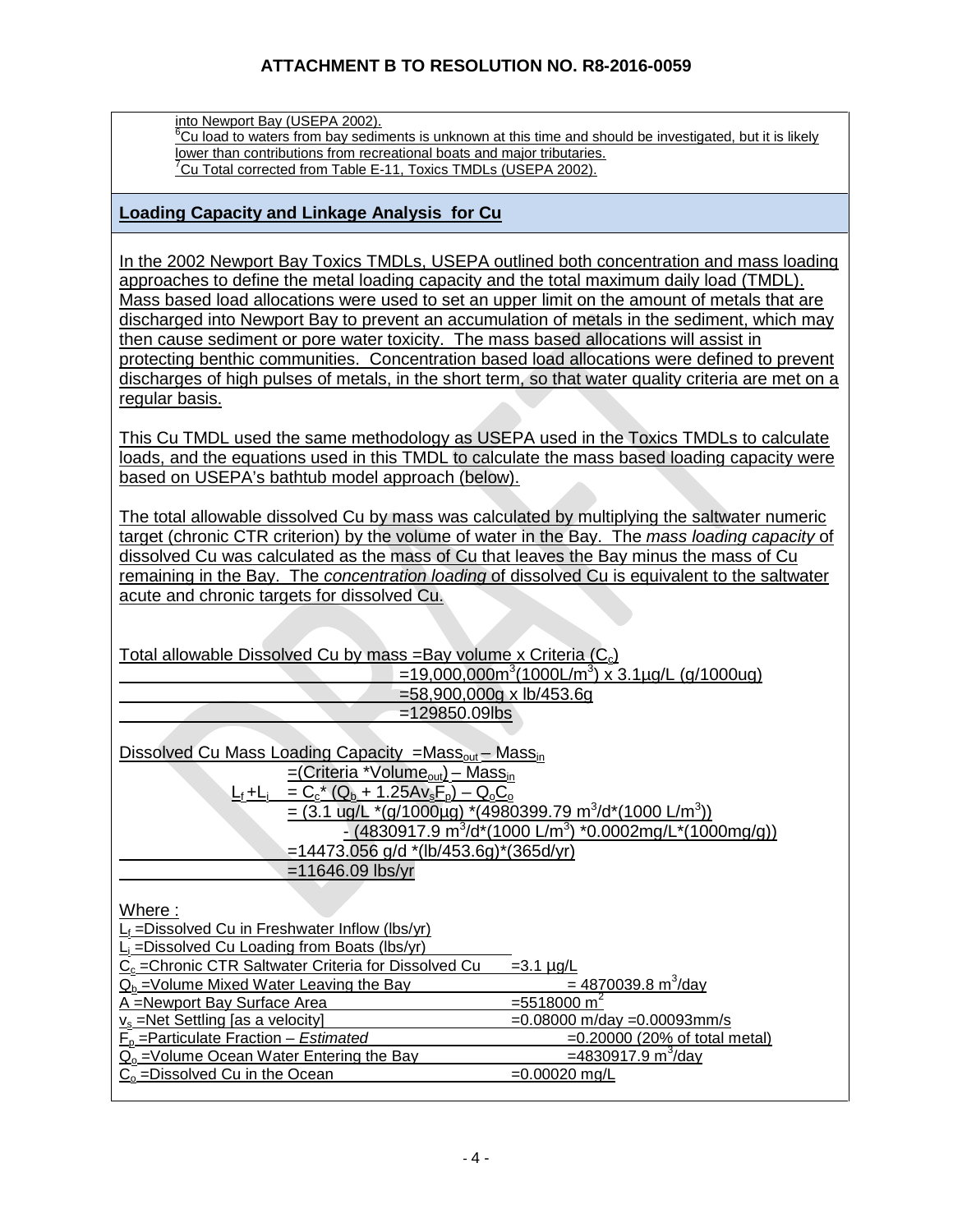into Newport Bay (USEPA 2002).

[6]Cu load to waters from bay sediments is unknown at this time and should be investigated, but it is likely lower than contributions from recreational boats and major tributaries.

[7]Cu Total corrected from Table E-11, Toxics TMDLs (USEPA 2002).

## Loading Capacity and Linkage Analysis for Cu

In the 2002 Newport Bay Toxics TMDLs, USEPA outlined both concentration and mass loading approaches to define the metal loading capacity and the total maximum daily load (TMDL). Mass based load allocations were used to set an upper limit on the amount of metals that are discharged into Newport Bay to prevent an accumulation of metals in the sediment, which may then cause sediment or pore water toxicity. The mass based allocations will assist in protecting benthic communities. Concentration based load allocations were defined to prevent discharges of high pulses of metals, in the short term, so that water quality criteria are met on a regular basis.

This Cu TMDL used the same methodology as USEPA used in the Toxics TMDLs to calculate loads, and the equations used in this TMDL to calculate the mass based loading capacity were based on USEPA's bathtub model approach (below).

The total allowable dissolved Cu by mass was calculated by multiplying the saltwater numeric target (chronic CTR criterion) by the volume of water in the Bay. The *mass loading capacity* of dissolved Cu was calculated as the mass of Cu that leaves the Bay minus the mass of Cu remaining in the Bay. The *concentration loading* of dissolved Cu is equivalent to the saltwater acute and chronic targets for dissolved Cu.

Total allowable Dissolved Cu by mass = Bay volume x Criteria ($C_c$)

$$= 19{,}000{,}000 m^3 (1000 L/m^3) \times 3.1 \mu g/L \ (g/1000 \mu g)$$

$$= 58{,}900{,}000 g \times lb/453.6 g$$

$$= 129850.09 lbs$$

Dissolved Cu Mass Loading Capacity $= Mass_{out} - Mass_{in}$

$$= (Criteria * Volume_{out}) - Mass_{in}$$

$$L_f + L_i = C_c * (Q_b + 1.25 A v_s F_p) - Q_o C_o$$

$$= (3.1 \, ug/L * (g/1000 \mu g) * (4980399.79 \, m^3/d * (1000 \, L/m^3)) - (4830917.9 \, m^3/d * (1000 \, L/m^3) * 0.0002 mg/L * (1000 mg/g))$$

$$= 14473.056 \, g/d * (lb/453.6 g) * (365 d/yr)$$

$$= 11646.09 \, lbs/yr$$

Where :

$L_f$ = Dissolved Cu in Freshwater Inflow (lbs/yr)

$L_i$ = Dissolved Cu Loading from Boats (lbs/yr)

| | |
|---|---|
| $C_c$ = Chronic CTR Saltwater Criteria for Dissolved Cu | = 3.1 µg/L |
| $Q_b$ = Volume Mixed Water Leaving the Bay | = 4870039.8 $m^3$/day |
| A = Newport Bay Surface Area | = 5518000 $m^2$ |
| $v_s$ = Net Settling [as a velocity] | = 0.08000 m/day = 0.00093mm/s |
| $F_p$ = Particulate Fraction – *Estimated* | = 0.20000 (20% of total metal) |
| $Q_o$ = Volume Ocean Water Entering the Bay | = 4830917.9 $m^3$/day |
| $C_o$ = Dissolved Cu in the Ocean | = 0.00020 mg/L |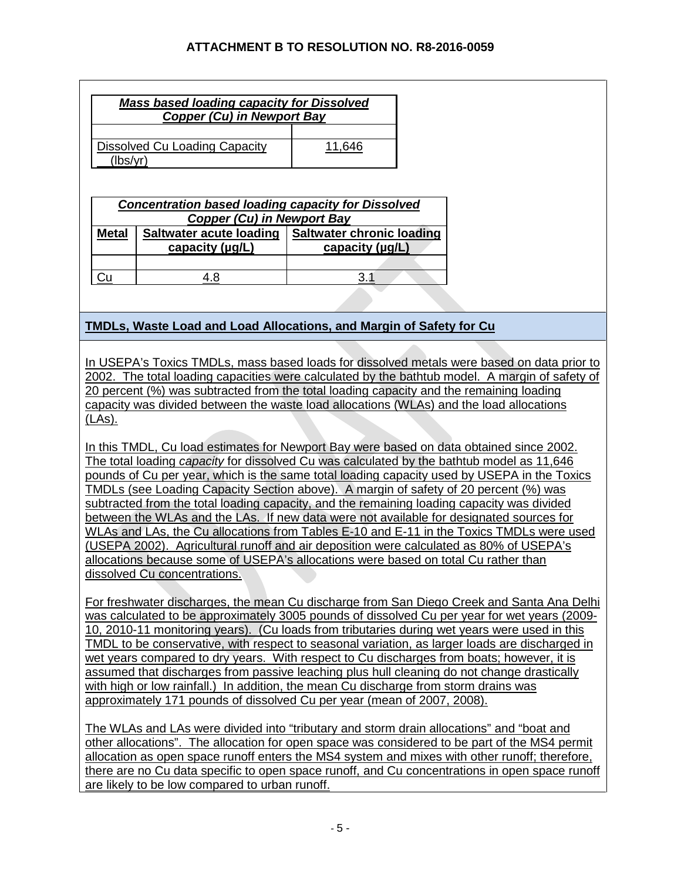| ***Mass based loading capacity for Dissolved Copper (Cu) in Newport Bay*** | |
|---|---|
| | |
| Dissolved Cu Loading Capacity (lbs/yr) | 11,646 |

| ***Concentration based loading capacity for Dissolved Copper (Cu) in Newport Bay*** | | |
|---|---|---|
| **Metal** | **Saltwater acute loading capacity (µg/L)** | **Saltwater chronic loading capacity (µg/L)** |
| | | |
| Cu | 4.8 | 3.1 |

## TMDLs, Waste Load and Load Allocations, and Margin of Safety for Cu

In USEPA's Toxics TMDLs, mass based loads for dissolved metals were based on data prior to 2002. The total loading capacities were calculated by the bathtub model. A margin of safety of 20 percent (%) was subtracted from the total loading capacity and the remaining loading capacity was divided between the waste load allocations (WLAs) and the load allocations (LAs).

In this TMDL, Cu load estimates for Newport Bay were based on data obtained since 2002. The total loading *capacity* for dissolved Cu was calculated by the bathtub model as 11,646 pounds of Cu per year, which is the same total loading capacity used by USEPA in the Toxics TMDLs (see Loading Capacity Section above). A margin of safety of 20 percent (%) was subtracted from the total loading capacity, and the remaining loading capacity was divided between the WLAs and the LAs. If new data were not available for designated sources for WLAs and LAs, the Cu allocations from Tables E-10 and E-11 in the Toxics TMDLs were used (USEPA 2002). Agricultural runoff and air deposition were calculated as 80% of USEPA's allocations because some of USEPA's allocations were based on total Cu rather than dissolved Cu concentrations.

For freshwater discharges, the mean Cu discharge from San Diego Creek and Santa Ana Delhi was calculated to be approximately 3005 pounds of dissolved Cu per year for wet years (2009-10, 2010-11 monitoring years). (Cu loads from tributaries during wet years were used in this TMDL to be conservative, with respect to seasonal variation, as larger loads are discharged in wet years compared to dry years. With respect to Cu discharges from boats; however, it is assumed that discharges from passive leaching plus hull cleaning do not change drastically with high or low rainfall.) In addition, the mean Cu discharge from storm drains was approximately 171 pounds of dissolved Cu per year (mean of 2007, 2008).

The WLAs and LAs were divided into "tributary and storm drain allocations" and "boat and other allocations". The allocation for open space was considered to be part of the MS4 permit allocation as open space runoff enters the MS4 system and mixes with other runoff; therefore, there are no Cu data specific to open space runoff, and Cu concentrations in open space runoff are likely to be low compared to urban runoff.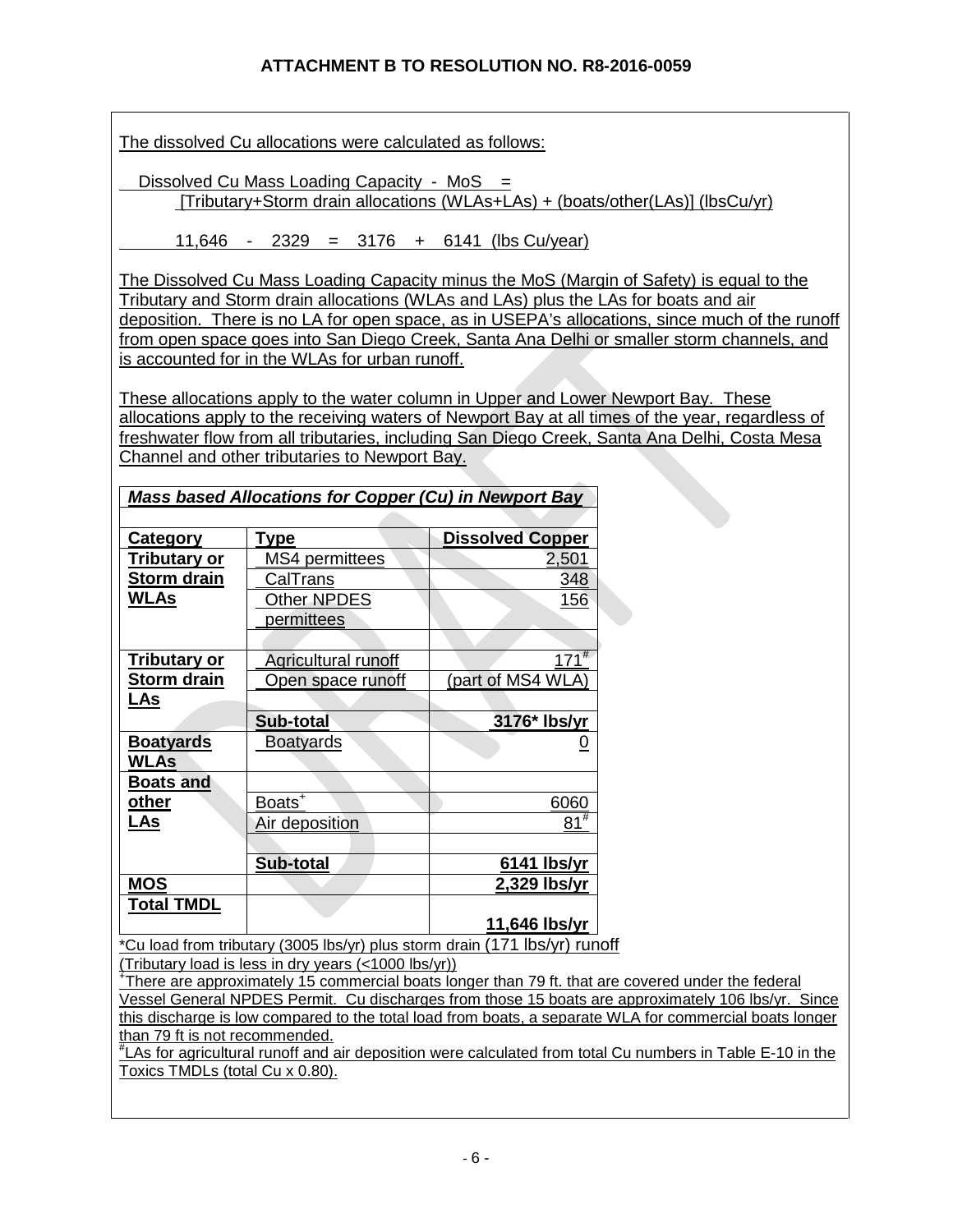**ATTACHMENT B TO RESOLUTION NO. R8-2016-0059**

The dissolved Cu allocations were calculated as follows:

Dissolved Cu Mass Loading Capacity - MoS =
[Tributary+Storm drain allocations (WLAs+LAs) + (boats/other(LAs)] (lbsCu/yr)

11,646 - 2329 = 3176 + 6141 (lbs Cu/year)

The Dissolved Cu Mass Loading Capacity minus the MoS (Margin of Safety) is equal to the Tributary and Storm drain allocations (WLAs and LAs) plus the LAs for boats and air deposition. There is no LA for open space, as in USEPA's allocations, since much of the runoff from open space goes into San Diego Creek, Santa Ana Delhi or smaller storm channels, and is accounted for in the WLAs for urban runoff.

These allocations apply to the water column in Upper and Lower Newport Bay. These allocations apply to the receiving waters of Newport Bay at all times of the year, regardless of freshwater flow from all tributaries, including San Diego Creek, Santa Ana Delhi, Costa Mesa Channel and other tributaries to Newport Bay.

***Mass based Allocations for Copper (Cu) in Newport Bay***

| Category | Type | Dissolved Copper |
|---|---|---|
| **Tributary or Storm drain WLAs** | MS4 permittees | 2,501 |
| | CalTrans | 348 |
| | Other NPDES permittees | 156 |
| **Tributary or Storm drain LAs** | Agricultural runoff | 171[#] |
| | Open space runoff | (part of MS4 WLA) |
| | **Sub-total** | **3176* lbs/yr** |
| **Boatyards WLAs** | Boatyards | 0 |
| **Boats and other LAs** | Boats[+] | 6060 |
| | Air deposition | 81[#] |
| | **Sub-total** | **6141 lbs/yr** |
| **MOS** | | **2,329 lbs/yr** |
| **Total TMDL** | | **11,646 lbs/yr** |

*Cu load from tributary (3005 lbs/yr) plus storm drain (171 lbs/yr) runoff (Tributary load is less in dry years (<1000 lbs/yr))

[+]There are approximately 15 commercial boats longer than 79 ft. that are covered under the federal Vessel General NPDES Permit. Cu discharges from those 15 boats are approximately 106 lbs/yr. Since this discharge is low compared to the total load from boats, a separate WLA for commercial boats longer than 79 ft is not recommended.

[#]LAs for agricultural runoff and air deposition were calculated from total Cu numbers in Table E-10 in the Toxics TMDLs (total Cu x 0.80).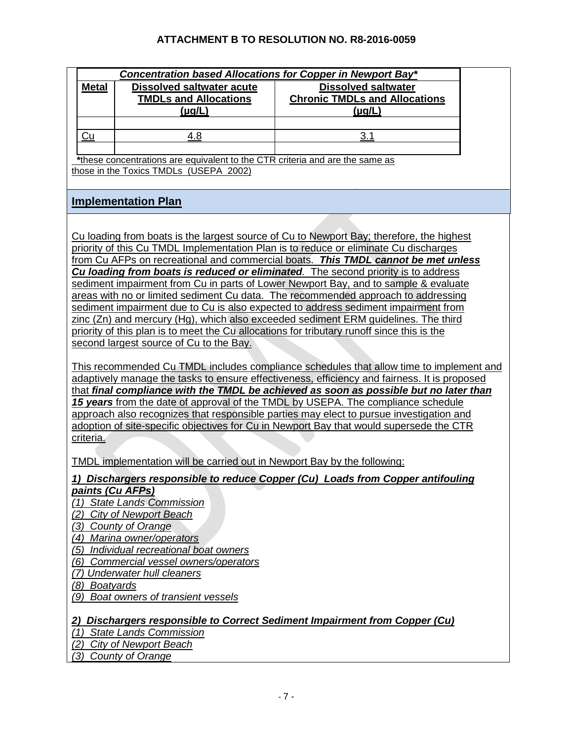| *Concentration based Allocations for Copper in Newport Bay** | | |
|---|---|---|
| **Metal** | **Dissolved saltwater acute TMDLs and Allocations (µg/L)** | **Dissolved saltwater Chronic TMDLs and Allocations (µg/L)** |
| | | |
| Cu | 4.8 | 3.1 |
| | | |

***these concentrations are equivalent to the CTR criteria and are the same as those in the Toxics TMDLs (USEPA 2002)**

## Implementation Plan

Cu loading from boats is the largest source of Cu to Newport Bay; therefore, the highest priority of this Cu TMDL Implementation Plan is to reduce or eliminate Cu discharges from Cu AFPs on recreational and commercial boats. ***This TMDL cannot be met unless Cu loading from boats is reduced or eliminated***. The second priority is to address sediment impairment from Cu in parts of Lower Newport Bay, and to sample & evaluate areas with no or limited sediment Cu data. The recommended approach to addressing sediment impairment due to Cu is also expected to address sediment impairment from zinc (Zn) and mercury (Hg), which also exceeded sediment ERM guidelines. The third priority of this plan is to meet the Cu allocations for tributary runoff since this is the second largest source of Cu to the Bay.

This recommended Cu TMDL includes compliance schedules that allow time to implement and adaptively manage the tasks to ensure effectiveness, efficiency and fairness. It is proposed that ***final compliance with the TMDL be achieved as soon as possible but no later than 15 years*** from the date of approval of the TMDL by USEPA. The compliance schedule approach also recognizes that responsible parties may elect to pursue investigation and adoption of site-specific objectives for Cu in Newport Bay that would supersede the CTR criteria.

TMDL implementation will be carried out in Newport Bay by the following:

***1) Dischargers responsible to reduce Copper (Cu) Loads from Copper antifouling paints (Cu AFPs)***

*(1) State Lands Commission*
*(2) City of Newport Beach*
*(3) County of Orange*
*(4) Marina owner/operators*
*(5) Individual recreational boat owners*
*(6) Commercial vessel owners/operators*
*(7) Underwater hull cleaners*
*(8) Boatyards*
*(9) Boat owners of transient vessels*

***2) Dischargers responsible to Correct Sediment Impairment from Copper (Cu)***

*(1) State Lands Commission*
*(2) City of Newport Beach*
*(3) County of Orange*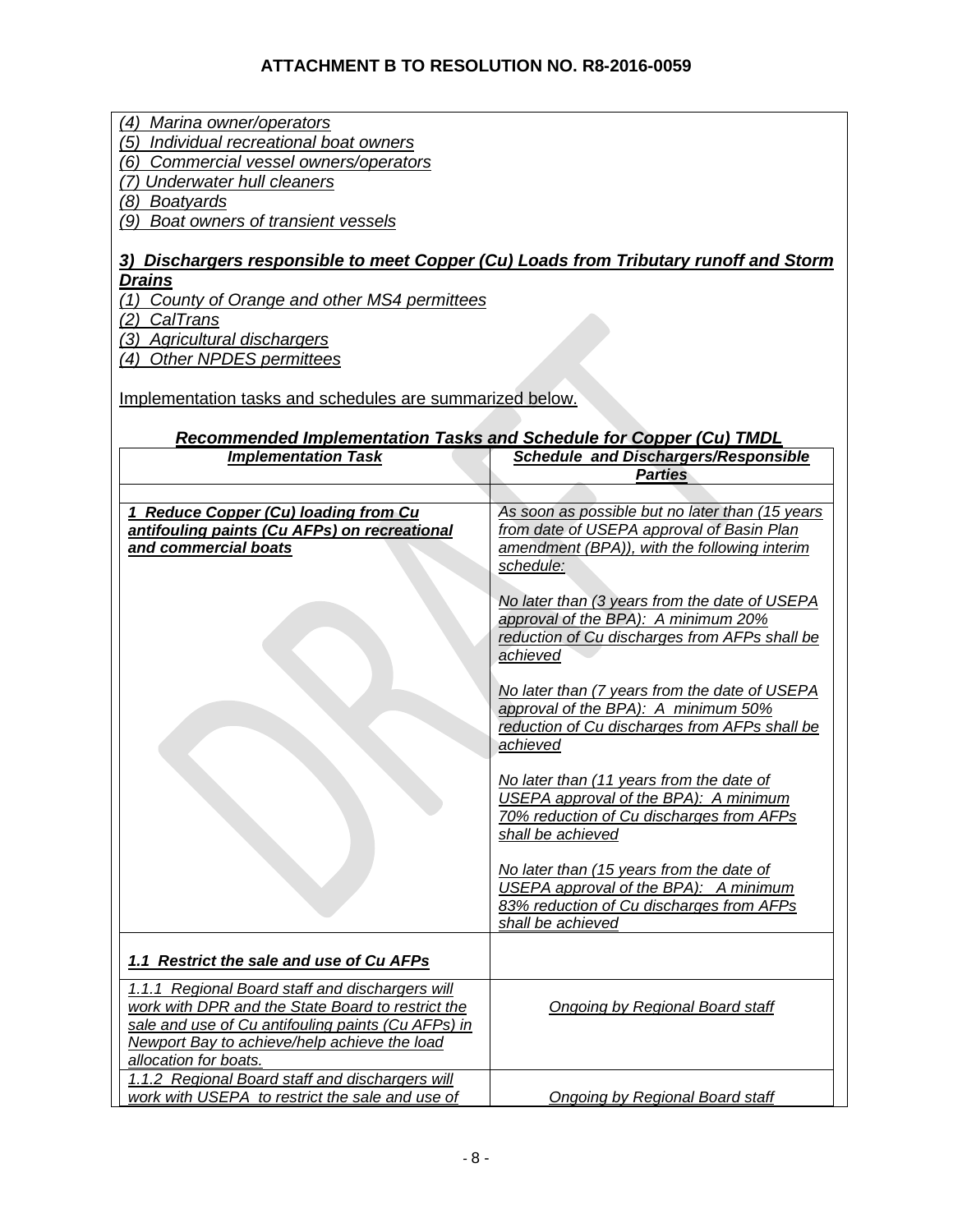*(4) Marina owner/operators*
*(5) Individual recreational boat owners*
*(6) Commercial vessel owners/operators*
*(7) Underwater hull cleaners*
*(8) Boatyards*
*(9) Boat owners of transient vessels*

***3) Dischargers responsible to meet Copper (Cu) Loads from Tributary runoff and Storm Drains***

*(1) County of Orange and other MS4 permittees*
*(2) CalTrans*
*(3) Agricultural dischargers*
*(4) Other NPDES permittees*

Implementation tasks and schedules are summarized below.

***Recommended Implementation Tasks and Schedule for Copper (Cu) TMDL***

| *Implementation Task* | *Schedule and Dischargers/Responsible Parties* |
|---|---|
| | |
| ***1 Reduce Copper (Cu) loading from Cu antifouling paints (Cu AFPs) on recreational and commercial boats*** | *As soon as possible but no later than (15 years from date of USEPA approval of Basin Plan amendment (BPA)), with the following interim schedule:*<br><br>*No later than (3 years from the date of USEPA approval of the BPA): A minimum 20% reduction of Cu discharges from AFPs shall be achieved*<br><br>*No later than (7 years from the date of USEPA approval of the BPA): A minimum 50% reduction of Cu discharges from AFPs shall be achieved*<br><br>*No later than (11 years from the date of USEPA approval of the BPA): A minimum 70% reduction of Cu discharges from AFPs shall be achieved*<br><br>*No later than (15 years from the date of USEPA approval of the BPA): A minimum 83% reduction of Cu discharges from AFPs shall be achieved* |
| ***1.1 Restrict the sale and use of Cu AFPs*** | |
| *1.1.1 Regional Board staff and dischargers will work with DPR and the State Board to restrict the sale and use of Cu antifouling paints (Cu AFPs) in Newport Bay to achieve/help achieve the load allocation for boats.* | *Ongoing by Regional Board staff* |
| *1.1.2 Regional Board staff and dischargers will work with USEPA to restrict the sale and use of* | *Ongoing by Regional Board staff* |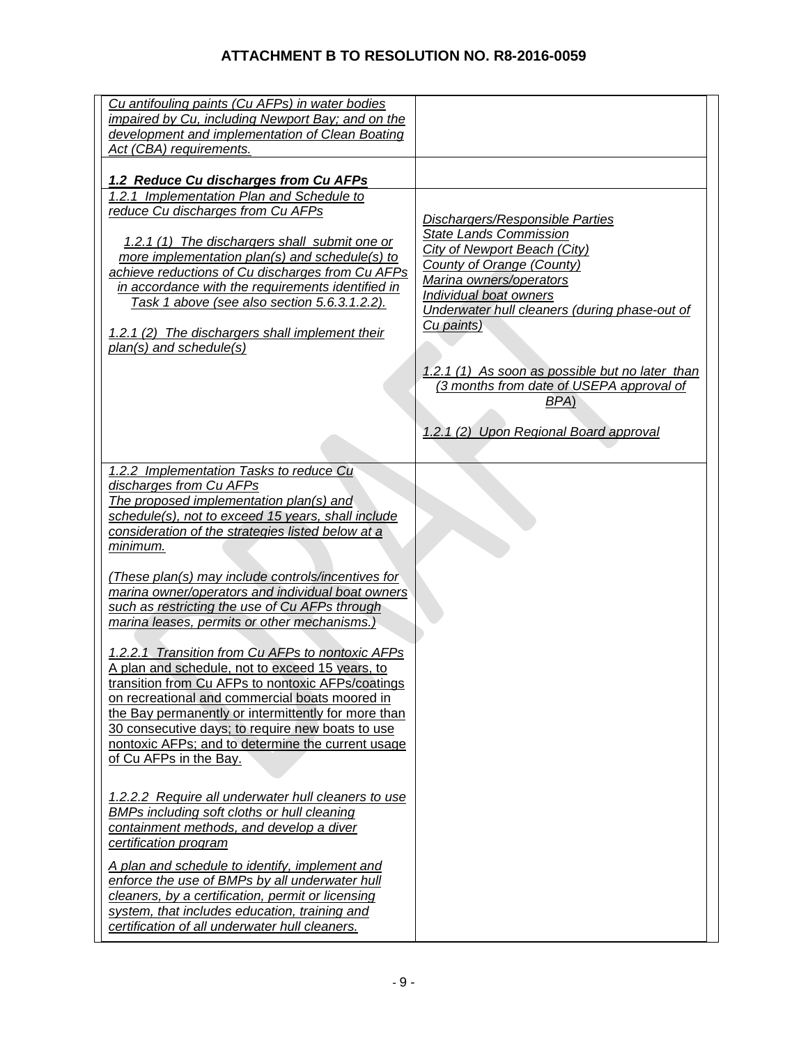# ATTACHMENT B TO RESOLUTION NO. R8-2016-0059

| | |
|---|---|
| *Cu antifouling paints (Cu AFPs) in water bodies impaired by Cu, including Newport Bay; and on the development and implementation of Clean Boating Act (CBA) requirements.* | |
| ***1.2 Reduce Cu discharges from Cu AFPs*** | |
| *1.2.1 Implementation Plan and Schedule to reduce Cu discharges from Cu AFPs*<br><br>*1.2.1 (1) The dischargers shall submit one or more implementation plan(s) and schedule(s) to achieve reductions of Cu discharges from Cu AFPs in accordance with the requirements identified in Task 1 above (see also section 5.6.3.1.2.2).*<br><br>*1.2.1 (2) The dischargers shall implement their plan(s) and schedule(s)* | *Dischargers/Responsible Parties*<br>*State Lands Commission*<br>*City of Newport Beach (City)*<br>*County of Orange (County)*<br>*Marina owners/operators*<br>*Individual boat owners*<br>*Underwater hull cleaners (during phase-out of Cu paints)*<br><br>*1.2.1 (1) As soon as possible but no later than (3 months from date of USEPA approval of BPA)*<br><br>*1.2.1 (2) Upon Regional Board approval* |
| *1.2.2 Implementation Tasks to reduce Cu discharges from Cu AFPs*<br>*The proposed implementation plan(s) and schedule(s), not to exceed 15 years, shall include consideration of the strategies listed below at a minimum.*<br><br>*(These plan(s) may include controls/incentives for marina owner/operators and individual boat owners such as restricting the use of Cu AFPs through marina leases, permits or other mechanisms.)*<br><br>*1.2.2.1 Transition from Cu AFPs to nontoxic AFPs*<br>A plan and schedule, not to exceed 15 years, to transition from Cu AFPs to nontoxic AFPs/coatings on recreational and commercial boats moored in the Bay permanently or intermittently for more than 30 consecutive days; to require new boats to use nontoxic AFPs; and to determine the current usage of Cu AFPs in the Bay.<br><br>*1.2.2.2 Require all underwater hull cleaners to use BMPs including soft cloths or hull cleaning containment methods, and develop a diver certification program*<br><br>*A plan and schedule to identify, implement and enforce the use of BMPs by all underwater hull cleaners, by a certification, permit or licensing system, that includes education, training and certification of all underwater hull cleaners.* | |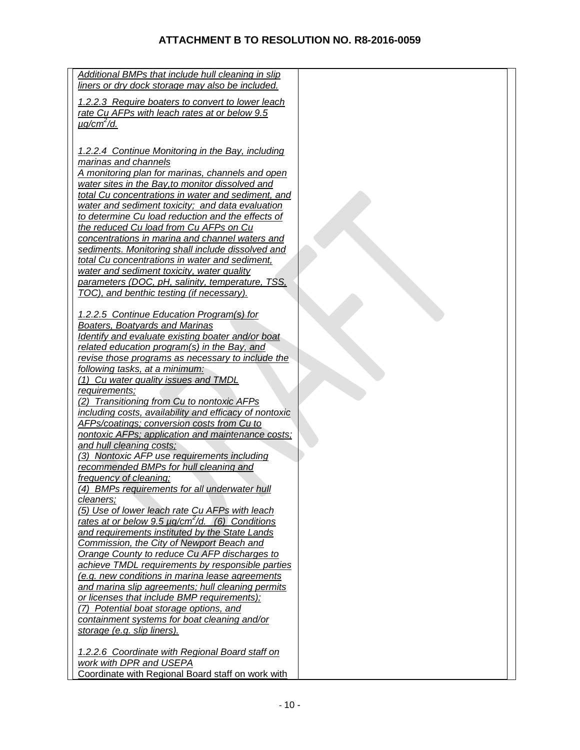# ATTACHMENT B TO RESOLUTION NO. R8-2016-0059

| | |
|---|---|
| *Additional BMPs that include hull cleaning in slip liners or dry dock storage may also be included.*<br><br>*1.2.2.3 Require boaters to convert to lower leach rate Cu AFPs with leach rates at or below 9.5 µg/cm$^2$/d.*<br><br>*1.2.2.4 Continue Monitoring in the Bay, including marinas and channels*<br>*A monitoring plan for marinas, channels and open water sites in the Bay,to monitor dissolved and total Cu concentrations in water and sediment, and water and sediment toxicity; and data evaluation to determine Cu load reduction and the effects of the reduced Cu load from Cu AFPs on Cu concentrations in marina and channel waters and sediments. Monitoring shall include dissolved and total Cu concentrations in water and sediment, water and sediment toxicity, water quality parameters (DOC, pH, salinity, temperature, TSS, TOC), and benthic testing (if necessary).*<br><br>*1.2.2.5 Continue Education Program(s) for Boaters, Boatyards and Marinas*<br>*Identify and evaluate existing boater and/or boat related education program(s) in the Bay, and revise those programs as necessary to include the following tasks, at a minimum:*<br>*(1) Cu water quality issues and TMDL requirements;*<br>*(2) Transitioning from Cu to nontoxic AFPs including costs, availability and efficacy of nontoxic AFPs/coatings; conversion costs from Cu to nontoxic AFPs; application and maintenance costs; and hull cleaning costs;*<br>*(3) Nontoxic AFP use requirements including recommended BMPs for hull cleaning and frequency of cleaning;*<br>*(4) BMPs requirements for all underwater hull cleaners;*<br>*(5) Use of lower leach rate Cu AFPs with leach rates at or below 9.5 µg/cm$^2$/d. (6) Conditions and requirements instituted by the State Lands Commission, the City of Newport Beach and Orange County to reduce Cu AFP discharges to achieve TMDL requirements by responsible parties (e.g. new conditions in marina lease agreements and marina slip agreements; hull cleaning permits or licenses that include BMP requirements);*<br>*(7) Potential boat storage options, and containment systems for boat cleaning and/or storage (e.g. slip liners).*<br><br>*1.2.2.6 Coordinate with Regional Board staff on work with DPR and USEPA*<br>Coordinate with Regional Board staff on work with | |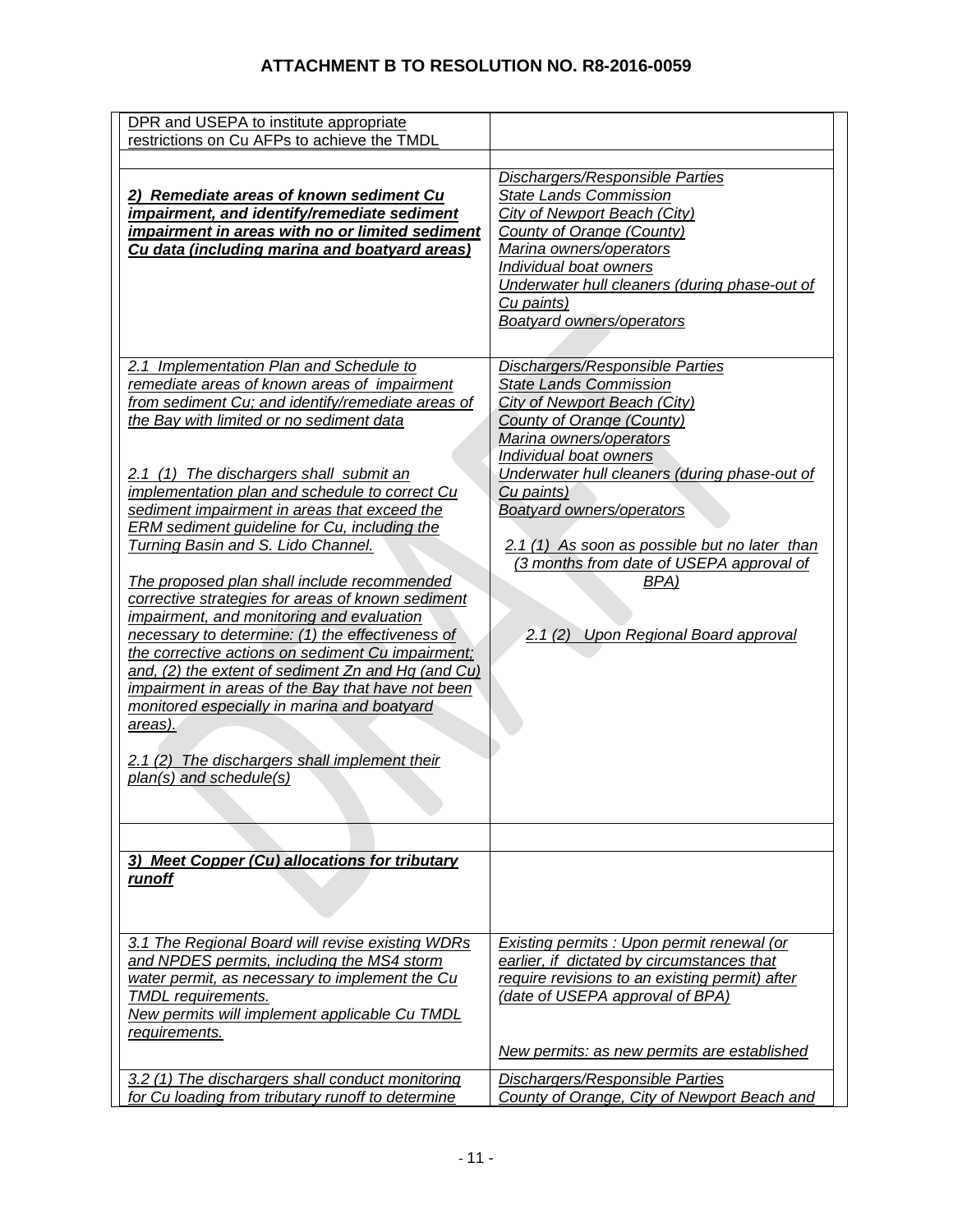# ATTACHMENT B TO RESOLUTION NO. R8-2016-0059

| | |
|---|---|
| DPR and USEPA to institute appropriate restrictions on Cu AFPs to achieve the TMDL | |
| | |
| ***2) Remediate areas of known sediment Cu impairment, and identify/remediate sediment impairment in areas with no or limited sediment Cu data (including marina and boatyard areas)*** | *Dischargers/Responsible Parties*<br>*State Lands Commission*<br>*City of Newport Beach (City)*<br>*County of Orange (County)*<br>*Marina owners/operators*<br>*Individual boat owners*<br>*Underwater hull cleaners (during phase-out of Cu paints)*<br>*Boatyard owners/operators* |
| *2.1 Implementation Plan and Schedule to remediate areas of known areas of impairment from sediment Cu; and identify/remediate areas of the Bay with limited or no sediment data*<br><br>*2.1 (1) The dischargers shall submit an implementation plan and schedule to correct Cu sediment impairment in areas that exceed the ERM sediment guideline for Cu, including the Turning Basin and S. Lido Channel.*<br><br>*The proposed plan shall include recommended corrective strategies for areas of known sediment impairment, and monitoring and evaluation necessary to determine: (1) the effectiveness of the corrective actions on sediment Cu impairment; and, (2) the extent of sediment Zn and Hg (and Cu) impairment in areas of the Bay that have not been monitored especially in marina and boatyard areas).*<br><br>*2.1 (2) The dischargers shall implement their plan(s) and schedule(s)* | *Dischargers/Responsible Parties*<br>*State Lands Commission*<br>*City of Newport Beach (City)*<br>*County of Orange (County)*<br>*Marina owners/operators*<br>*Individual boat owners*<br>*Underwater hull cleaners (during phase-out of Cu paints)*<br>*Boatyard owners/operators*<br><br>*2.1 (1) As soon as possible but no later than (3 months from date of USEPA approval of BPA)*<br><br>*2.1 (2) Upon Regional Board approval* |
| | |
| ***3) Meet Copper (Cu) allocations for tributary runoff*** | |
| *3.1 The Regional Board will revise existing WDRs and NPDES permits, including the MS4 storm water permit, as necessary to implement the Cu TMDL requirements.*<br>*New permits will implement applicable Cu TMDL requirements.* | *Existing permits : Upon permit renewal (or earlier, if dictated by circumstances that require revisions to an existing permit) after (date of USEPA approval of BPA)*<br><br>*New permits: as new permits are established* |
| *3.2 (1) The dischargers shall conduct monitoring for Cu loading from tributary runoff to determine* | *Dischargers/Responsible Parties*<br>*County of Orange, City of Newport Beach and* |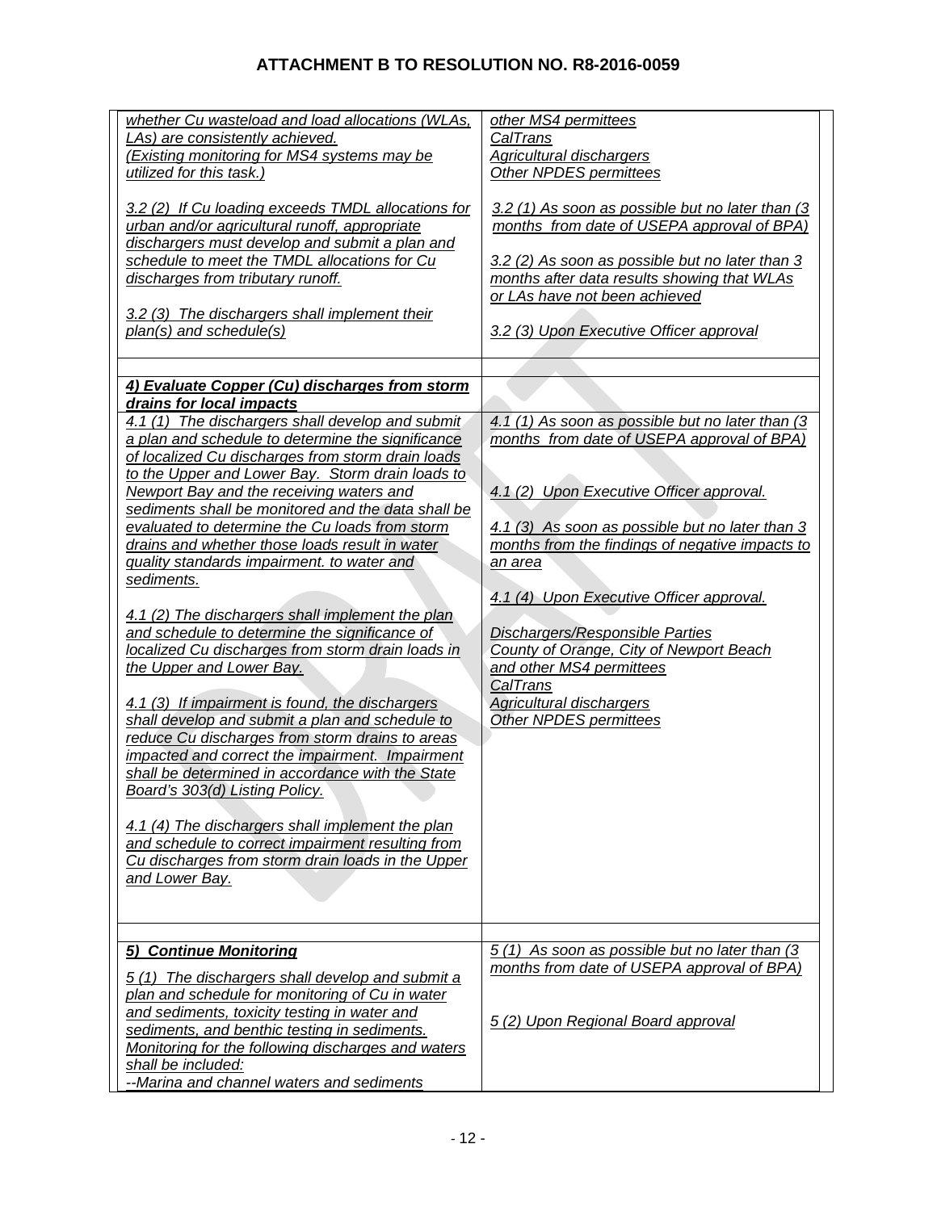# ATTACHMENT B TO RESOLUTION NO. R8-2016-0059

| | |
|---|---|
| *whether Cu wasteload and load allocations (WLAs, LAs) are consistently achieved.*<br>*(Existing monitoring for MS4 systems may be utilized for this task.)*<br><br>*3.2 (2) If Cu loading exceeds TMDL allocations for urban and/or agricultural runoff, appropriate dischargers must develop and submit a plan and schedule to meet the TMDL allocations for Cu discharges from tributary runoff.*<br><br>*3.2 (3) The dischargers shall implement their plan(s) and schedule(s)* | *other MS4 permittees*<br>*CalTrans*<br>*Agricultural dischargers*<br>*Other NPDES permittees*<br><br>*3.2 (1) As soon as possible but no later than (3 months from date of USEPA approval of BPA)*<br><br>*3.2 (2) As soon as possible but no later than 3 months after data results showing that WLAs or LAs have not been achieved*<br><br>*3.2 (3) Upon Executive Officer approval* |
| | |
| ***4) Evaluate Copper (Cu) discharges from storm drains for local impacts*** | |
| *4.1 (1) The dischargers shall develop and submit a plan and schedule to determine the significance of localized Cu discharges from storm drain loads to the Upper and Lower Bay. Storm drain loads to Newport Bay and the receiving waters and sediments shall be monitored and the data shall be evaluated to determine the Cu loads from storm drains and whether those loads result in water quality standards impairment. to water and sediments.*<br><br>*4.1 (2) The dischargers shall implement the plan and schedule to determine the significance of localized Cu discharges from storm drain loads in the Upper and Lower Bay.*<br><br>*4.1 (3) If impairment is found, the dischargers shall develop and submit a plan and schedule to reduce Cu discharges from storm drains to areas impacted and correct the impairment. Impairment shall be determined in accordance with the State Board's 303(d) Listing Policy.*<br><br>*4.1 (4) The dischargers shall implement the plan and schedule to correct impairment resulting from Cu discharges from storm drain loads in the Upper and Lower Bay.* | *4.1 (1) As soon as possible but no later than (3 months from date of USEPA approval of BPA)*<br><br>*4.1 (2) Upon Executive Officer approval.*<br><br>*4.1 (3) As soon as possible but no later than 3 months from the findings of negative impacts to an area*<br><br>*4.1 (4) Upon Executive Officer approval.*<br><br>*Dischargers/Responsible Parties*<br>*County of Orange, City of Newport Beach and other MS4 permittees*<br>*CalTrans*<br>*Agricultural dischargers*<br>*Other NPDES permittees* |
| | |
| ***5) Continue Monitoring***<br><br>*5 (1) The dischargers shall develop and submit a plan and schedule for monitoring of Cu in water and sediments, toxicity testing in water and sediments, and benthic testing in sediments. Monitoring for the following discharges and waters shall be included:*<br>*--Marina and channel waters and sediments* | *5 (1) As soon as possible but no later than (3 months from date of USEPA approval of BPA)*<br><br>*5 (2) Upon Regional Board approval* |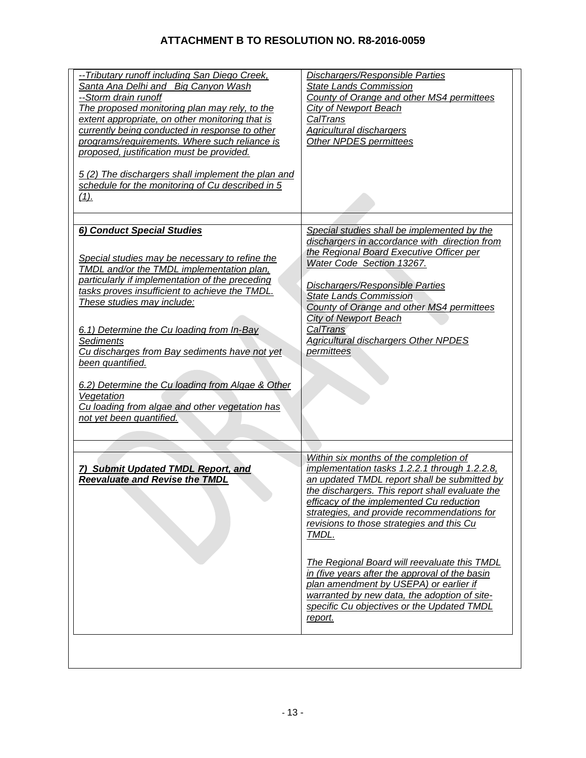## ATTACHMENT B TO RESOLUTION NO. R8-2016-0059

| | |
|---|---|
| *--Tributary runoff including San Diego Creek, Santa Ana Delhi and Big Canyon Wash*<br>*--Storm drain runoff*<br>*The proposed monitoring plan may rely, to the extent appropriate, on other monitoring that is currently being conducted in response to other programs/requirements. Where such reliance is proposed, justification must be provided.*<br><br>*5 (2) The dischargers shall implement the plan and schedule for the monitoring of Cu described in 5 (1).* | *Dischargers/Responsible Parties*<br>*State Lands Commission*<br>*County of Orange and other MS4 permittees*<br>*City of Newport Beach*<br>*CalTrans*<br>*Agricultural dischargers*<br>*Other NPDES permittees* |
| | |
| ***6) Conduct Special Studies***<br><br>*Special studies may be necessary to refine the TMDL and/or the TMDL implementation plan, particularly if implementation of the preceding tasks proves insufficient to achieve the TMDL. These studies may include:*<br><br>*6.1) Determine the Cu loading from In-Bay Sediments*<br>*Cu discharges from Bay sediments have not yet been quantified.*<br><br>*6.2) Determine the Cu loading from Algae & Other Vegetation*<br>*Cu loading from algae and other vegetation has not yet been quantified.* | *Special studies shall be implemented by the dischargers in accordance with direction from the Regional Board Executive Officer per Water Code Section 13267.*<br><br>*Dischargers/Responsible Parties*<br>*State Lands Commission*<br>*County of Orange and other MS4 permittees*<br>*City of Newport Beach*<br>*CalTrans*<br>*Agricultural dischargers Other NPDES permittees* |
| | |
| ***7) Submit Updated TMDL Report, and Reevaluate and Revise the TMDL*** | *Within six months of the completion of implementation tasks 1.2.2.1 through 1.2.2.8, an updated TMDL report shall be submitted by the dischargers. This report shall evaluate the efficacy of the implemented Cu reduction strategies, and provide recommendations for revisions to those strategies and this Cu TMDL.*<br><br>*The Regional Board will reevaluate this TMDL in (five years after the approval of the basin plan amendment by USEPA) or earlier if warranted by new data, the adoption of site-specific Cu objectives or the Updated TMDL report.* |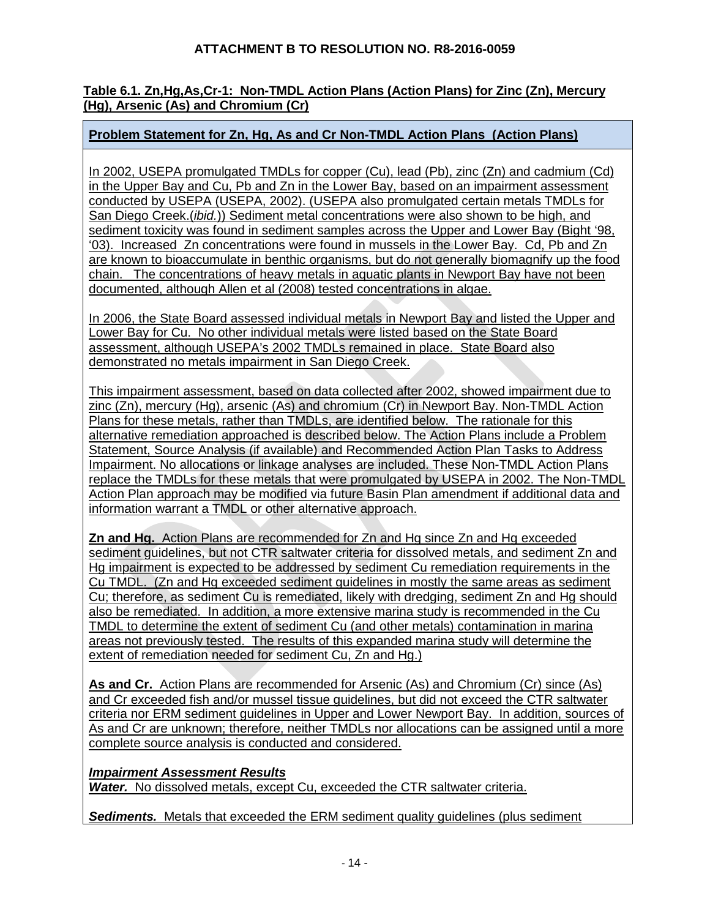**ATTACHMENT B TO RESOLUTION NO. R8-2016-0059**

**Table 6.1. Zn,Hg,As,Cr-1: Non-TMDL Action Plans (Action Plans) for Zinc (Zn), Mercury (Hg), Arsenic (As) and Chromium (Cr)**

**Problem Statement for Zn, Hg, As and Cr Non-TMDL Action Plans (Action Plans)**

In 2002, USEPA promulgated TMDLs for copper (Cu), lead (Pb), zinc (Zn) and cadmium (Cd) in the Upper Bay and Cu, Pb and Zn in the Lower Bay, based on an impairment assessment conducted by USEPA (USEPA, 2002). (USEPA also promulgated certain metals TMDLs for San Diego Creek.(*ibid.*)) Sediment metal concentrations were also shown to be high, and sediment toxicity was found in sediment samples across the Upper and Lower Bay (Bight '98, '03). Increased Zn concentrations were found in mussels in the Lower Bay. Cd, Pb and Zn are known to bioaccumulate in benthic organisms, but do not generally biomagnify up the food chain. The concentrations of heavy metals in aquatic plants in Newport Bay have not been documented, although Allen et al (2008) tested concentrations in algae.

In 2006, the State Board assessed individual metals in Newport Bay and listed the Upper and Lower Bay for Cu. No other individual metals were listed based on the State Board assessment, although USEPA's 2002 TMDLs remained in place. State Board also demonstrated no metals impairment in San Diego Creek.

This impairment assessment, based on data collected after 2002, showed impairment due to zinc (Zn), mercury (Hg), arsenic (As) and chromium (Cr) in Newport Bay. Non-TMDL Action Plans for these metals, rather than TMDLs, are identified below. The rationale for this alternative remediation approached is described below. The Action Plans include a Problem Statement, Source Analysis (if available) and Recommended Action Plan Tasks to Address Impairment. No allocations or linkage analyses are included. These Non-TMDL Action Plans replace the TMDLs for these metals that were promulgated by USEPA in 2002. The Non-TMDL Action Plan approach may be modified via future Basin Plan amendment if additional data and information warrant a TMDL or other alternative approach.

**Zn and Hg.** Action Plans are recommended for Zn and Hg since Zn and Hg exceeded sediment guidelines, but not CTR saltwater criteria for dissolved metals, and sediment Zn and Hg impairment is expected to be addressed by sediment Cu remediation requirements in the Cu TMDL. (Zn and Hg exceeded sediment guidelines in mostly the same areas as sediment Cu; therefore, as sediment Cu is remediated, likely with dredging, sediment Zn and Hg should also be remediated. In addition, a more extensive marina study is recommended in the Cu TMDL to determine the extent of sediment Cu (and other metals) contamination in marina areas not previously tested. The results of this expanded marina study will determine the extent of remediation needed for sediment Cu, Zn and Hg.)

**As and Cr.** Action Plans are recommended for Arsenic (As) and Chromium (Cr) since (As) and Cr exceeded fish and/or mussel tissue guidelines, but did not exceed the CTR saltwater criteria nor ERM sediment guidelines in Upper and Lower Newport Bay. In addition, sources of As and Cr are unknown; therefore, neither TMDLs nor allocations can be assigned until a more complete source analysis is conducted and considered.

***Impairment Assessment Results***

***Water.*** No dissolved metals, except Cu, exceeded the CTR saltwater criteria.

***Sediments.*** Metals that exceeded the ERM sediment quality guidelines (plus sediment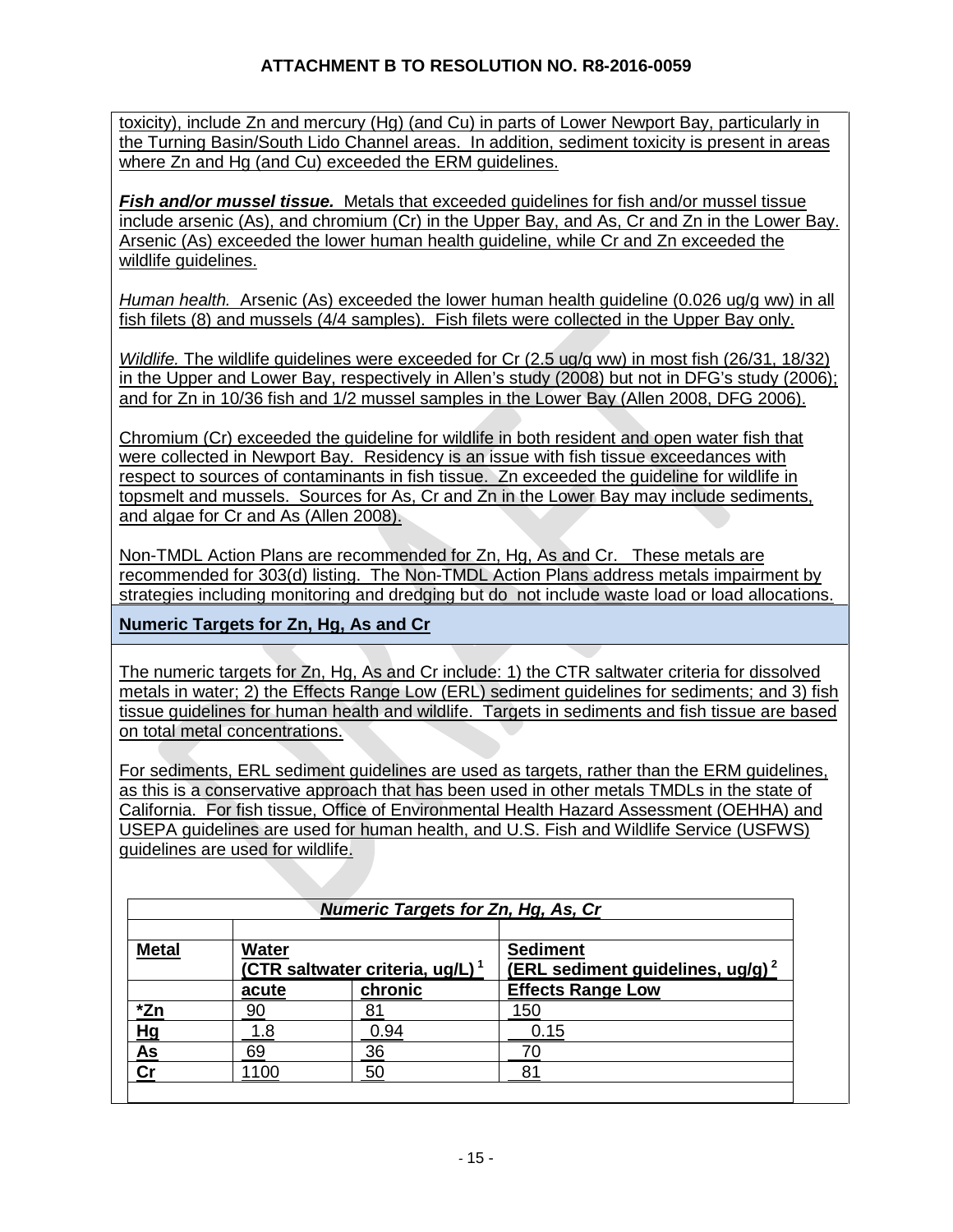toxicity), include Zn and mercury (Hg) (and Cu) in parts of Lower Newport Bay, particularly in the Turning Basin/South Lido Channel areas. In addition, sediment toxicity is present in areas where Zn and Hg (and Cu) exceeded the ERM guidelines.

***Fish and/or mussel tissue.*** Metals that exceeded guidelines for fish and/or mussel tissue include arsenic (As), and chromium (Cr) in the Upper Bay, and As, Cr and Zn in the Lower Bay. Arsenic (As) exceeded the lower human health guideline, while Cr and Zn exceeded the wildlife guidelines.

*Human health.* Arsenic (As) exceeded the lower human health guideline (0.026 ug/g ww) in all fish filets (8) and mussels (4/4 samples). Fish filets were collected in the Upper Bay only.

*Wildlife.* The wildlife guidelines were exceeded for Cr (2.5 ug/g ww) in most fish (26/31, 18/32) in the Upper and Lower Bay, respectively in Allen's study (2008) but not in DFG's study (2006); and for Zn in 10/36 fish and 1/2 mussel samples in the Lower Bay (Allen 2008, DFG 2006).

Chromium (Cr) exceeded the guideline for wildlife in both resident and open water fish that were collected in Newport Bay. Residency is an issue with fish tissue exceedances with respect to sources of contaminants in fish tissue. Zn exceeded the guideline for wildlife in topsmelt and mussels. Sources for As, Cr and Zn in the Lower Bay may include sediments, and algae for Cr and As (Allen 2008).

Non-TMDL Action Plans are recommended for Zn, Hg, As and Cr. These metals are recommended for 303(d) listing. The Non-TMDL Action Plans address metals impairment by strategies including monitoring and dredging but do not include waste load or load allocations.

## Numeric Targets for Zn, Hg, As and Cr

The numeric targets for Zn, Hg, As and Cr include: 1) the CTR saltwater criteria for dissolved metals in water; 2) the Effects Range Low (ERL) sediment guidelines for sediments; and 3) fish tissue guidelines for human health and wildlife. Targets in sediments and fish tissue are based on total metal concentrations.

For sediments, ERL sediment guidelines are used as targets, rather than the ERM guidelines, as this is a conservative approach that has been used in other metals TMDLs in the state of California. For fish tissue, Office of Environmental Health Hazard Assessment (OEHHA) and USEPA guidelines are used for human health, and U.S. Fish and Wildlife Service (USFWS) guidelines are used for wildlife.

***Numeric Targets for Zn, Hg, As, Cr***

| Metal | Water (CTR saltwater criteria, ug/L)[1] | | Sediment (ERL sediment guidelines, ug/g)[2] |
|---|---|---|---|
| | acute | chronic | Effects Range Low |
| *Zn | 90 | 81 | 150 |
| Hg | 1.8 | 0.94 | 0.15 |
| As | 69 | 36 | 70 |
| Cr | 1100 | 50 | 81 |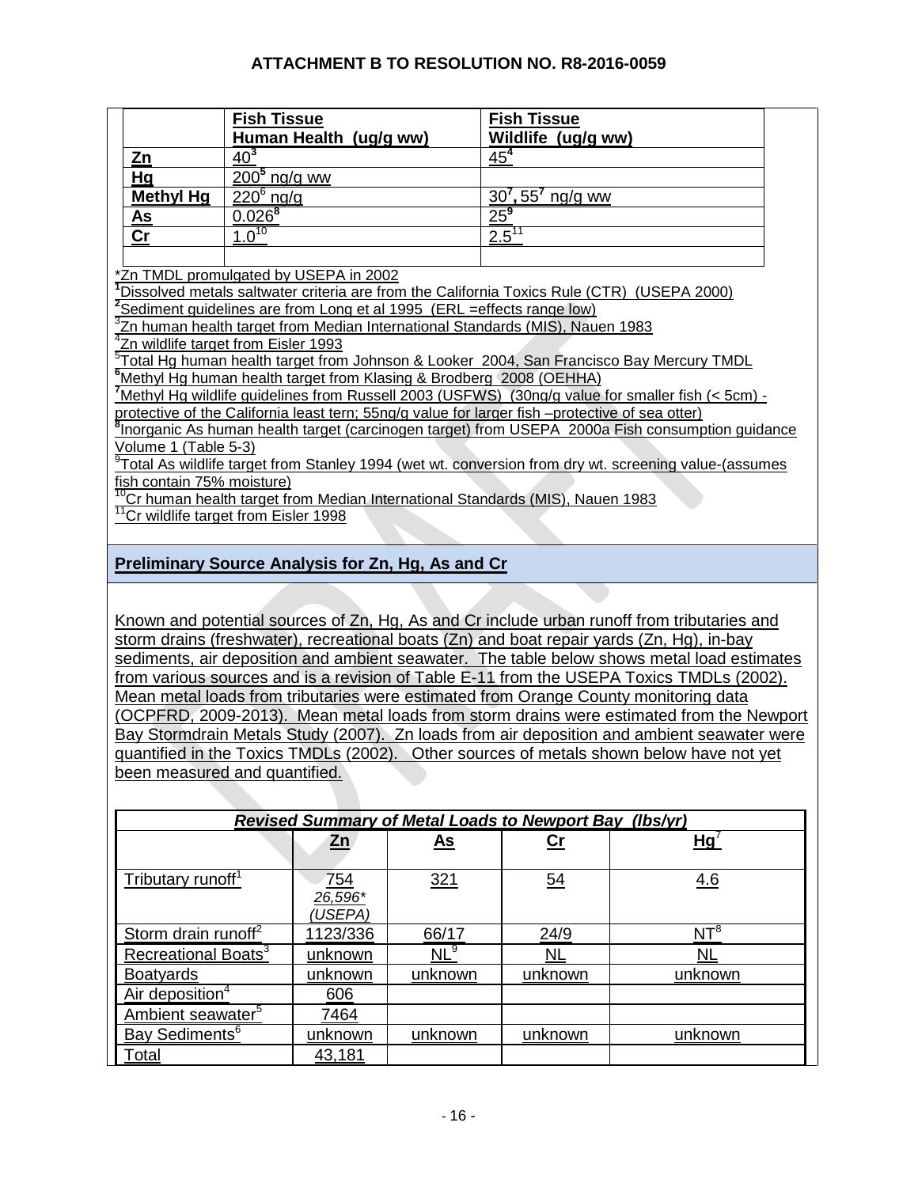|  | Fish Tissue Human Health (ug/g ww) | Fish Tissue Wildlife (ug/g ww) |
|---|---|---|
| Zn | 40[3] | 45[4] |
| Hg | 200[5] ng/g ww |  |
| Methyl Hg | 220[6] ng/g | 30[7], 55[7] ng/g ww |
| As | 0.026[8] | 25[9] |
| Cr | 1.0[10] | 2.5[11] |
|  |  |  |

*Zn TMDL promulgated by USEPA in 2002

[1]Dissolved metals saltwater criteria are from the California Toxics Rule (CTR) (USEPA 2000)

[2]Sediment guidelines are from Long et al 1995 (ERL =effects range low)

[3]Zn human health target from Median International Standards (MIS), Nauen 1983

[4]Zn wildlife target from Eisler 1993

[5]Total Hg human health target from Johnson & Looker 2004, San Francisco Bay Mercury TMDL

[6]Methyl Hg human health target from Klasing & Brodberg 2008 (OEHHA)

[7]Methyl Hg wildlife guidelines from Russell 2003 (USFWS) (30ng/g value for smaller fish (< 5cm) - protective of the California least tern; 55ng/g value for larger fish –protective of sea otter)

[8]Inorganic As human health target (carcinogen target) from USEPA 2000a Fish consumption guidance Volume 1 (Table 5-3)

[9]Total As wildlife target from Stanley 1994 (wet wt. conversion from dry wt. screening value-(assumes fish contain 75% moisture)

[10]Cr human health target from Median International Standards (MIS), Nauen 1983

[11]Cr wildlife target from Eisler 1998

## Preliminary Source Analysis for Zn, Hg, As and Cr

Known and potential sources of Zn, Hg, As and Cr include urban runoff from tributaries and storm drains (freshwater), recreational boats (Zn) and boat repair yards (Zn, Hg), in-bay sediments, air deposition and ambient seawater. The table below shows metal load estimates from various sources and is a revision of Table E-11 from the USEPA Toxics TMDLs (2002). Mean metal loads from tributaries were estimated from Orange County monitoring data (OCPFRD, 2009-2013). Mean metal loads from storm drains were estimated from the Newport Bay Stormdrain Metals Study (2007). Zn loads from air deposition and ambient seawater were quantified in the Toxics TMDLs (2002). Other sources of metals shown below have not yet been measured and quantified.

| ***Revised Summary of Metal Loads to Newport Bay (lbs/yr)*** | | | | |
|---|---|---|---|---|
|  | Zn | As | Cr | Hg[7] |
| Tributary runoff[1] | 754 *26,596\** *(USEPA)* | 321 | 54 | 4.6 |
| Storm drain runoff[2] | 1123/336 | 66/17 | 24/9 | NT[8] |
| Recreational Boats[3] | unknown | NL[9] | NL | NL |
| Boatyards | unknown | unknown | unknown | unknown |
| Air deposition[4] | 606 |  |  |  |
| Ambient seawater[5] | 7464 |  |  |  |
| Bay Sediments[6] | unknown | unknown | unknown | unknown |
| Total | 43,181 |  |  |  |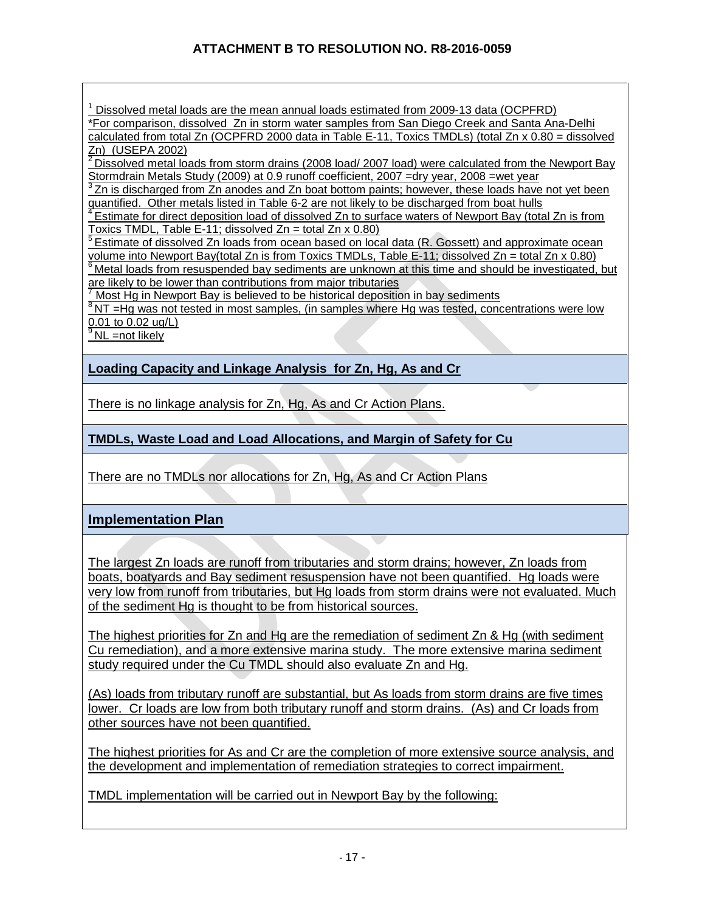[1] Dissolved metal loads are the mean annual loads estimated from 2009-13 data (OCPFRD)
*For comparison, dissolved Zn in storm water samples from San Diego Creek and Santa Ana-Delhi calculated from total Zn (OCPFRD 2000 data in Table E-11, Toxics TMDLs) (total Zn x 0.80 = dissolved Zn) (USEPA 2002)
[2] Dissolved metal loads from storm drains (2008 load/ 2007 load) were calculated from the Newport Bay Stormdrain Metals Study (2009) at 0.9 runoff coefficient, 2007 =dry year, 2008 =wet year
[3] Zn is discharged from Zn anodes and Zn boat bottom paints; however, these loads have not yet been quantified. Other metals listed in Table 6-2 are not likely to be discharged from boat hulls
[4] Estimate for direct deposition load of dissolved Zn to surface waters of Newport Bay (total Zn is from Toxics TMDL, Table E-11; dissolved Zn = total Zn x 0.80)
[5] Estimate of dissolved Zn loads from ocean based on local data (R. Gossett) and approximate ocean volume into Newport Bay(total Zn is from Toxics TMDLs, Table E-11; dissolved Zn = total Zn x 0.80)
[6] Metal loads from resuspended bay sediments are unknown at this time and should be investigated, but are likely to be lower than contributions from major tributaries
[7] Most Hg in Newport Bay is believed to be historical deposition in bay sediments
[8] NT =Hg was not tested in most samples, (in samples where Hg was tested, concentrations were low 0.01 to 0.02 ug/L)
[9] NL =not likely

## Loading Capacity and Linkage Analysis for Zn, Hg, As and Cr

There is no linkage analysis for Zn, Hg, As and Cr Action Plans.

## TMDLs, Waste Load and Load Allocations, and Margin of Safety for Cu

There are no TMDLs nor allocations for Zn, Hg, As and Cr Action Plans

## Implementation Plan

The largest Zn loads are runoff from tributaries and storm drains; however, Zn loads from boats, boatyards and Bay sediment resuspension have not been quantified. Hg loads were very low from runoff from tributaries, but Hg loads from storm drains were not evaluated. Much of the sediment Hg is thought to be from historical sources.

The highest priorities for Zn and Hg are the remediation of sediment Zn & Hg (with sediment Cu remediation), and a more extensive marina study. The more extensive marina sediment study required under the Cu TMDL should also evaluate Zn and Hg.

(As) loads from tributary runoff are substantial, but As loads from storm drains are five times lower. Cr loads are low from both tributary runoff and storm drains. (As) and Cr loads from other sources have not been quantified.

The highest priorities for As and Cr are the completion of more extensive source analysis, and the development and implementation of remediation strategies to correct impairment.

TMDL implementation will be carried out in Newport Bay by the following: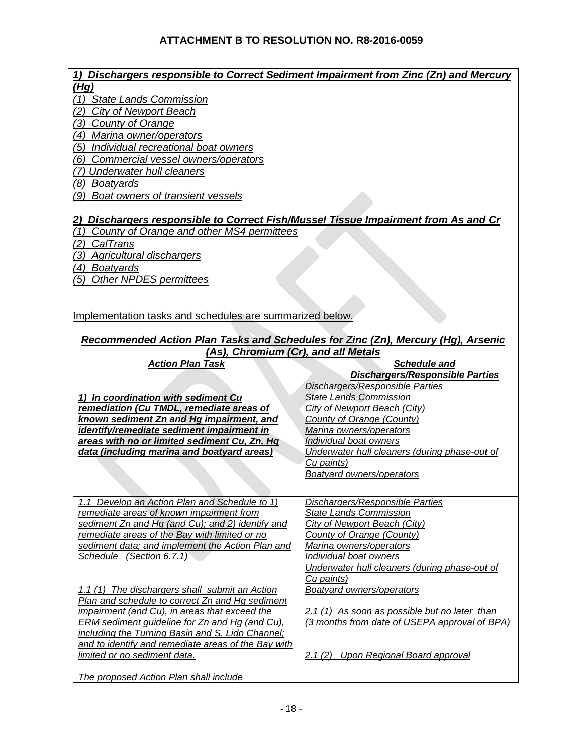# ATTACHMENT B TO RESOLUTION NO. R8-2016-0059

***1) Dischargers responsible to Correct Sediment Impairment from Zinc (Zn) and Mercury (Hg)***

*(1) State Lands Commission*
*(2) City of Newport Beach*
*(3) County of Orange*
*(4) Marina owner/operators*
*(5) Individual recreational boat owners*
*(6) Commercial vessel owners/operators*
*(7) Underwater hull cleaners*
*(8) Boatyards*
*(9) Boat owners of transient vessels*

***2) Dischargers responsible to Correct Fish/Mussel Tissue Impairment from As and Cr***

*(1) County of Orange and other MS4 permittees*
*(2) CalTrans*
*(3) Agricultural dischargers*
*(4) Boatyards*
*(5) Other NPDES permittees*

Implementation tasks and schedules are summarized below.

***Recommended Action Plan Tasks and Schedules for Zinc (Zn), Mercury (Hg), Arsenic (As), Chromium (Cr), and all Metals***

| ***Action Plan Task*** | ***Schedule and Dischargers/Responsible Parties*** |
|---|---|
| ***1) In coordination with sediment Cu remediation (Cu TMDL, remediate areas of known sediment Zn and Hg impairment, and identify/remediate sediment impairment in areas with no or limited sediment Cu, Zn, Hg data (including marina and boatyard areas)*** | *Dischargers/Responsible Parties*<br>*State Lands Commission*<br>*City of Newport Beach (City)*<br>*County of Orange (County)*<br>*Marina owners/operators*<br>*Individual boat owners*<br>*Underwater hull cleaners (during phase-out of Cu paints)*<br>*Boatyard owners/operators* |
| *1.1 Develop an Action Plan and Schedule to 1) remediate areas of known impairment from sediment Zn and Hg (and Cu); and 2) identify and remediate areas of the Bay with limited or no sediment data; and implement the Action Plan and Schedule (Section 6.7.1)*<br><br>*1.1 (1) The dischargers shall submit an Action Plan and schedule to correct Zn and Hg sediment impairment (and Cu), in areas that exceed the ERM sediment guideline for Zn and Hg (and Cu), including the Turning Basin and S. Lido Channel; and to identify and remediate areas of the Bay with limited or no sediment data.*<br><br>*The proposed Action Plan shall include* | *Dischargers/Responsible Parties*<br>*State Lands Commission*<br>*City of Newport Beach (City)*<br>*County of Orange (County)*<br>*Marina owners/operators*<br>*Individual boat owners*<br>*Underwater hull cleaners (during phase-out of Cu paints)*<br>*Boatyard owners/operators*<br><br>*2.1 (1) As soon as possible but no later than (3 months from date of USEPA approval of BPA)*<br><br>*2.1 (2) Upon Regional Board approval* |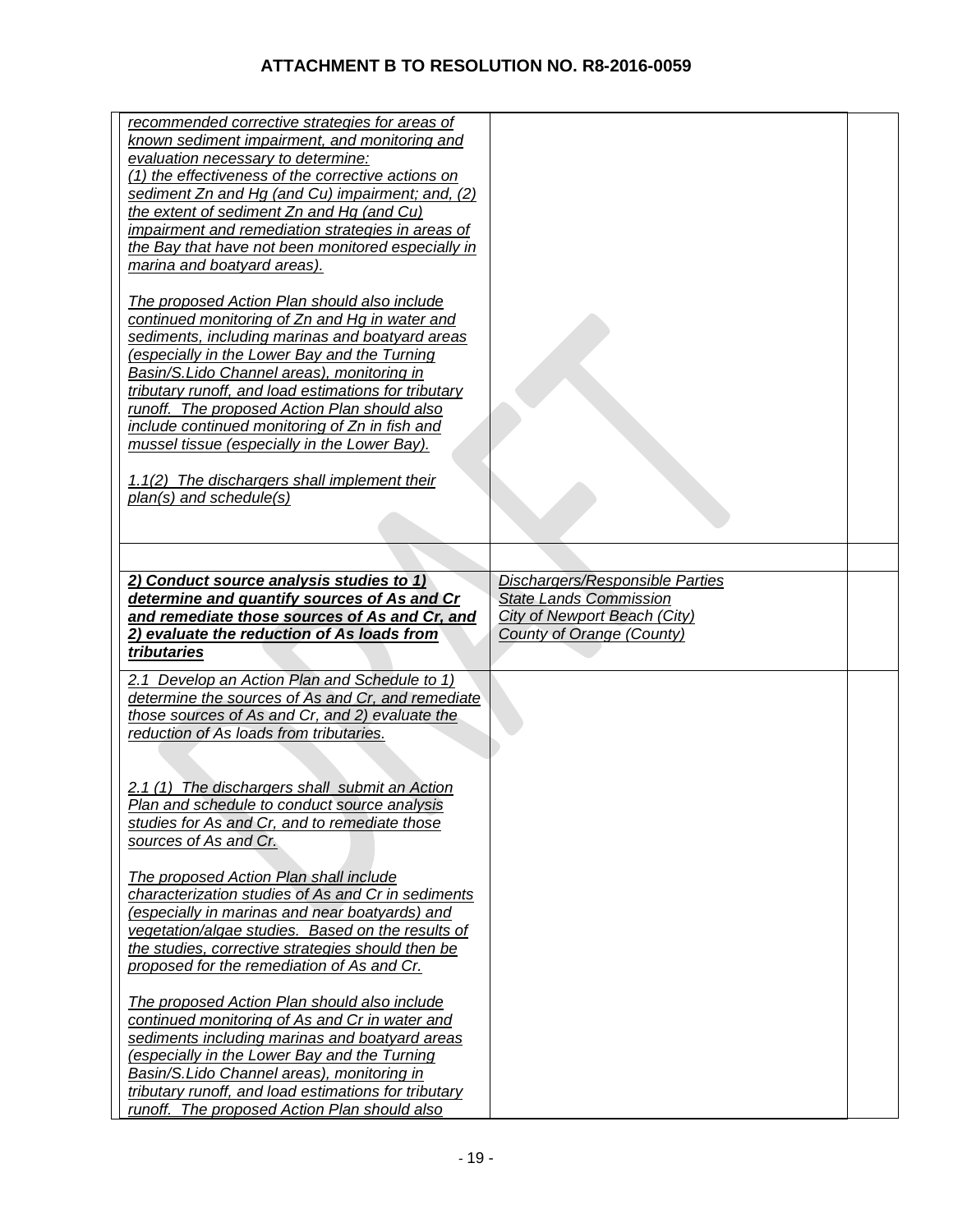| | | |
|---|---|---|
| *recommended corrective strategies for areas of known sediment impairment, and monitoring and evaluation necessary to determine: (1) the effectiveness of the corrective actions on sediment Zn and Hg (and Cu) impairment; and, (2) the extent of sediment Zn and Hg (and Cu) impairment and remediation strategies in areas of the Bay that have not been monitored especially in marina and boatyard areas).*<br><br>*The proposed Action Plan should also include continued monitoring of Zn and Hg in water and sediments, including marinas and boatyard areas (especially in the Lower Bay and the Turning Basin/S.Lido Channel areas), monitoring in tributary runoff, and load estimations for tributary runoff. The proposed Action Plan should also include continued monitoring of Zn in fish and mussel tissue (especially in the Lower Bay).*<br><br>*1.1(2) The dischargers shall implement their plan(s) and schedule(s)* | | |
| | | |
| ***2) Conduct source analysis studies to 1) determine and quantify sources of As and Cr and remediate those sources of As and Cr, and 2) evaluate the reduction of As loads from tributaries*** | *Dischargers/Responsible Parties*<br>*State Lands Commission*<br>*City of Newport Beach (City)*<br>*County of Orange (County)* | |
| *2.1 Develop an Action Plan and Schedule to 1) determine the sources of As and Cr, and remediate those sources of As and Cr, and 2) evaluate the reduction of As loads from tributaries.*<br><br>*2.1 (1) The dischargers shall submit an Action Plan and schedule to conduct source analysis studies for As and Cr, and to remediate those sources of As and Cr.*<br><br>*The proposed Action Plan shall include characterization studies of As and Cr in sediments (especially in marinas and near boatyards) and vegetation/algae studies. Based on the results of the studies, corrective strategies should then be proposed for the remediation of As and Cr.*<br><br>*The proposed Action Plan should also include continued monitoring of As and Cr in water and sediments including marinas and boatyard areas (especially in the Lower Bay and the Turning Basin/S.Lido Channel areas), monitoring in tributary runoff, and load estimations for tributary runoff. The proposed Action Plan should also* | | |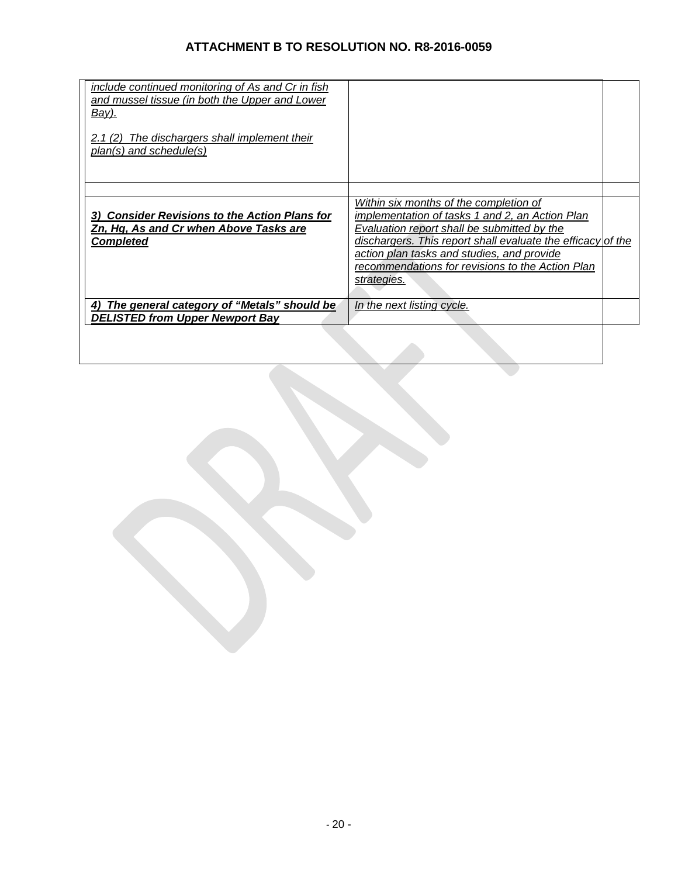# ATTACHMENT B TO RESOLUTION NO. R8-2016-0059

| | | |
|---|---|---|
| *include continued monitoring of As and Cr in fish and mussel tissue (in both the Upper and Lower Bay).*<br><br>*2.1 (2) The dischargers shall implement their plan(s) and schedule(s)* | | |
| | | |
| ***3) Consider Revisions to the Action Plans for Zn, Hg, As and Cr when Above Tasks are Completed*** | *Within six months of the completion of implementation of tasks 1 and 2, an Action Plan Evaluation report shall be submitted by the dischargers. This report shall evaluate the efficacy of the action plan tasks and studies, and provide recommendations for revisions to the Action Plan strategies.* | |
| ***4) The general category of "Metals" should be DELISTED from Upper Newport Bay*** | *In the next listing cycle.* | |